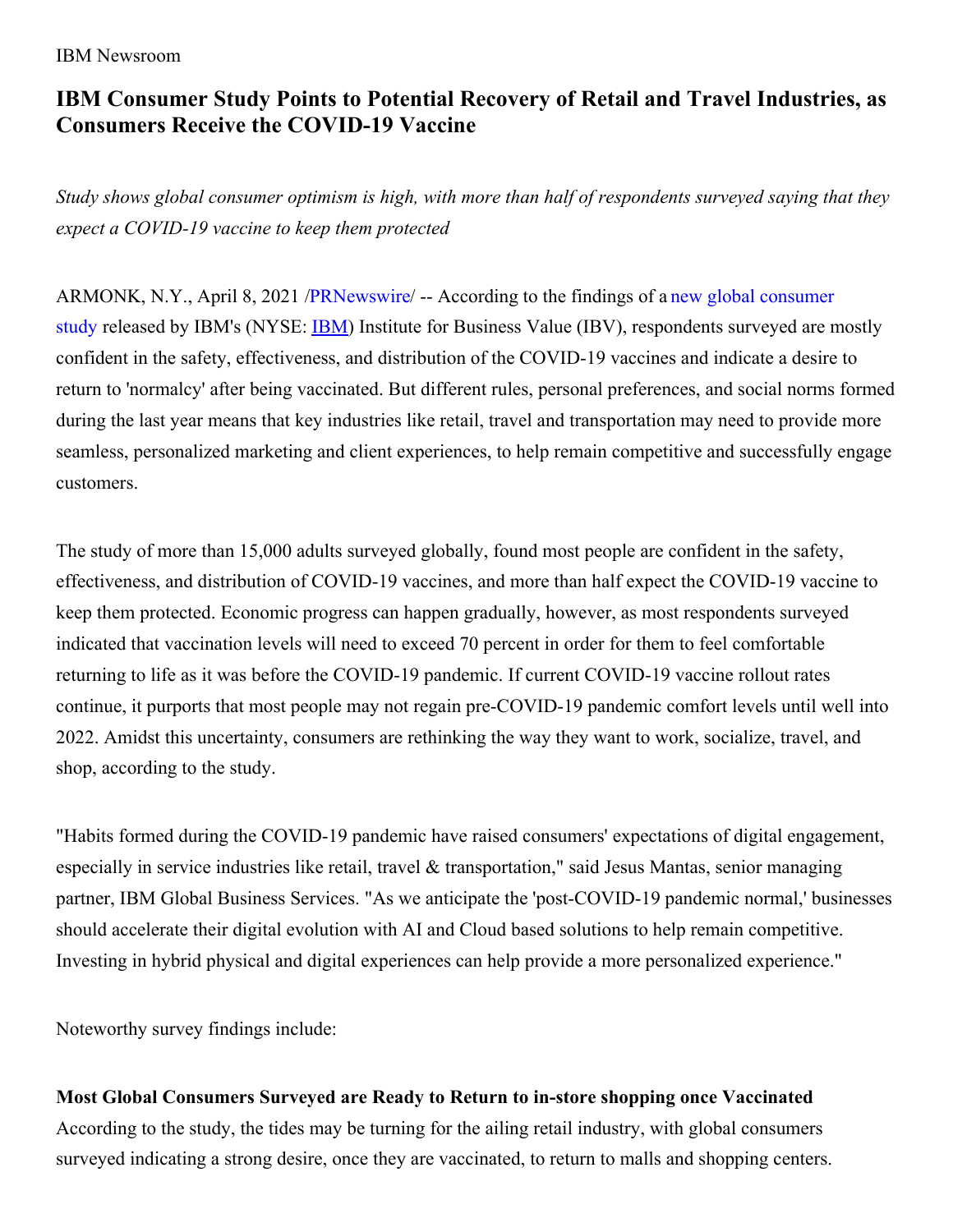IBM Newsroom

# IBM Consumer Study Points to Potential Recovery of Retail and Travel Industries, as Consumers Receive the COVID-19 Vaccine

*Study shows global consumer optimism is high, with more than half of respondents surveyed saying that they expect a COVID-19 vaccine to keep them protected*

ARMONK, N.Y., April 8, 2021 /PRNewswire/ -- According to the findings of a new global consumer study released by IBM's (NYSE: IBM) Institute for Business Value (IBV), respondents surveyed are mostly confident in the safety, effectiveness, and distribution of the COVID-19 vaccines and indicate a desire to return to 'normalcy' after being vaccinated. But different rules, personal preferences, and social norms formed during the last year means that key industries like retail, travel and transportation may need to provide more seamless, personalized marketing and client experiences, to help remain competitive and successfully engage customers.

The study of more than 15,000 adults surveyed globally, found most people are confident in the safety, effectiveness, and distribution of COVID-19 vaccines, and more than half expect the COVID-19 vaccine to keep them protected. Economic progress can happen gradually, however, as most respondents surveyed indicated that vaccination levels will need to exceed 70 percent in order for them to feel comfortable returning to life as it was before the COVID-19 pandemic. If current COVID-19 vaccine rollout rates continue, it purports that most people may not regain pre-COVID-19 pandemic comfort levels until well into 2022. Amidst this uncertainty, consumers are rethinking the way they want to work, socialize, travel, and shop, according to the study.

"Habits formed during the COVID-19 pandemic have raised consumers' expectations of digital engagement, especially in service industries like retail, travel & transportation," said Jesus Mantas, senior managing partner, IBM Global Business Services. "As we anticipate the 'post-COVID-19 pandemic normal,' businesses should accelerate their digital evolution with AI and Cloud based solutions to help remain competitive. Investing in hybrid physical and digital experiences can help provide a more personalized experience."

Noteworthy survey findings include:

**Most Global Consumers Surveyed are Ready to Return to in-store shopping once Vaccinated**

According to the study, the tides may be turning for the ailing retail industry, with global consumers surveyed indicating a strong desire, once they are vaccinated, to return to malls and shopping centers.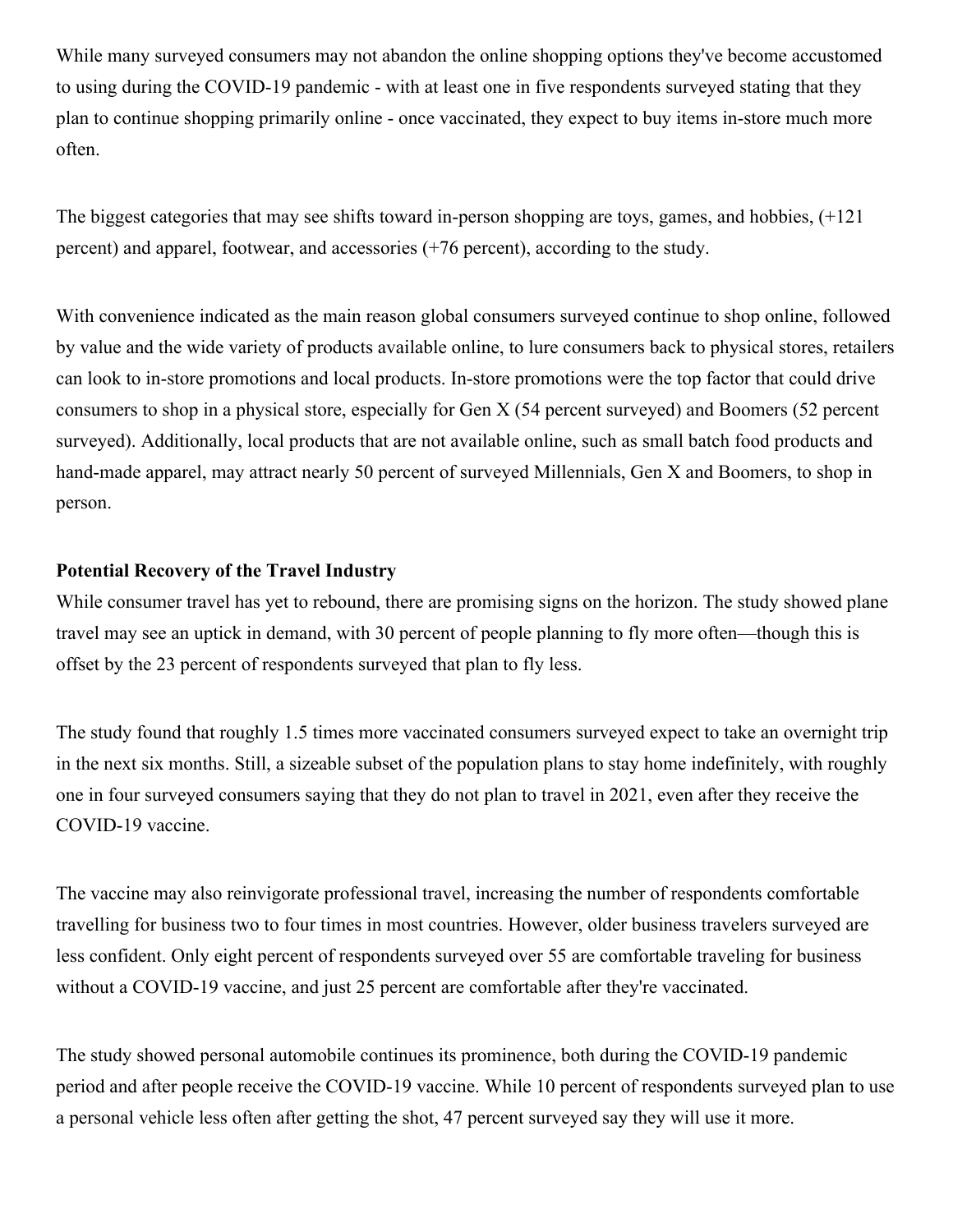While many surveyed consumers may not abandon the online shopping options they've become accustomed to using during the COVID-19 pandemic - with at least one in five respondents surveyed stating that they plan to continue shopping primarily online - once vaccinated, they expect to buy items in-store much more often.

The biggest categories that may see shifts toward in-person shopping are toys, games, and hobbies, (+121 percent) and apparel, footwear, and accessories (+76 percent), according to the study.

With convenience indicated as the main reason global consumers surveyed continue to shop online, followed by value and the wide variety of products available online, to lure consumers back to physical stores, retailers can look to in-store promotions and local products. In-store promotions were the top factor that could drive consumers to shop in a physical store, especially for Gen X (54 percent surveyed) and Boomers (52 percent surveyed). Additionally, local products that are not available online, such as small batch food products and hand-made apparel, may attract nearly 50 percent of surveyed Millennials, Gen X and Boomers, to shop in person.

**Potential Recovery of the Travel Industry**

While consumer travel has yet to rebound, there are promising signs on the horizon. The study showed plane travel may see an uptick in demand, with 30 percent of people planning to fly more often—though this is offset by the 23 percent of respondents surveyed that plan to fly less.

The study found that roughly 1.5 times more vaccinated consumers surveyed expect to take an overnight trip in the next six months. Still, a sizeable subset of the population plans to stay home indefinitely, with roughly one in four surveyed consumers saying that they do not plan to travel in 2021, even after they receive the COVID-19 vaccine.

The vaccine may also reinvigorate professional travel, increasing the number of respondents comfortable travelling for business two to four times in most countries. However, older business travelers surveyed are less confident. Only eight percent of respondents surveyed over 55 are comfortable traveling for business without a COVID-19 vaccine, and just 25 percent are comfortable after they're vaccinated.

The study showed personal automobile continues its prominence, both during the COVID-19 pandemic period and after people receive the COVID-19 vaccine. While 10 percent of respondents surveyed plan to use a personal vehicle less often after getting the shot, 47 percent surveyed say they will use it more.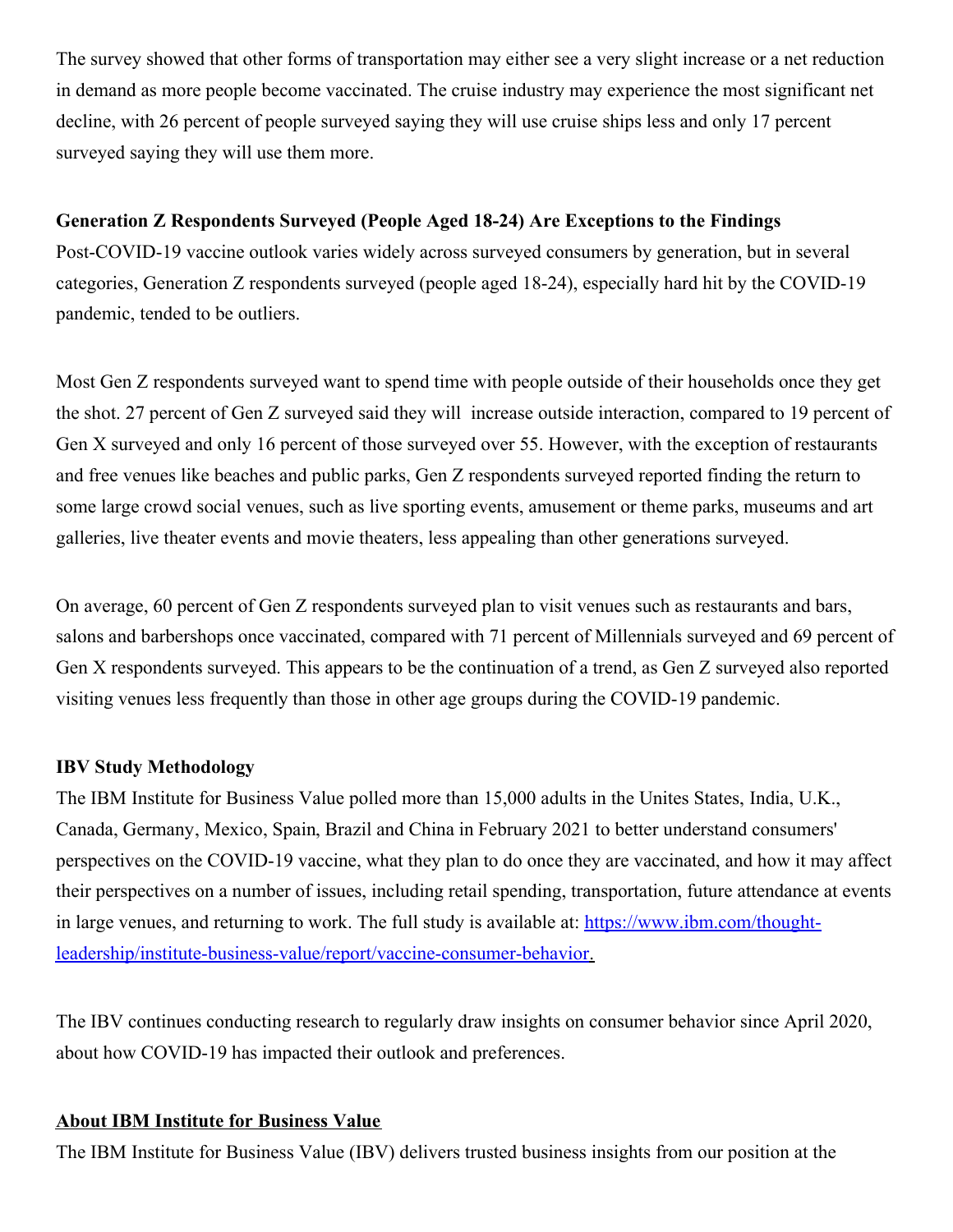The survey showed that other forms of transportation may either see a very slight increase or a net reduction in demand as more people become vaccinated. The cruise industry may experience the most significant net decline, with 26 percent of people surveyed saying they will use cruise ships less and only 17 percent surveyed saying they will use them more.

**Generation Z Respondents Surveyed (People Aged 18-24) Are Exceptions to the Findings**

Post-COVID-19 vaccine outlook varies widely across surveyed consumers by generation, but in several categories, Generation Z respondents surveyed (people aged 18-24), especially hard hit by the COVID-19 pandemic, tended to be outliers.

Most Gen Z respondents surveyed want to spend time with people outside of their households once they get the shot. 27 percent of Gen Z surveyed said they will increase outside interaction, compared to 19 percent of Gen X surveyed and only 16 percent of those surveyed over 55. However, with the exception of restaurants and free venues like beaches and public parks, Gen Z respondents surveyed reported finding the return to some large crowd social venues, such as live sporting events, amusement or theme parks, museums and art galleries, live theater events and movie theaters, less appealing than other generations surveyed.

On average, 60 percent of Gen Z respondents surveyed plan to visit venues such as restaurants and bars, salons and barbershops once vaccinated, compared with 71 percent of Millennials surveyed and 69 percent of Gen X respondents surveyed. This appears to be the continuation of a trend, as Gen Z surveyed also reported visiting venues less frequently than those in other age groups during the COVID-19 pandemic.

**IBV Study Methodology**

The IBM Institute for Business Value polled more than 15,000 adults in the Unites States, India, U.K., Canada, Germany, Mexico, Spain, Brazil and China in February 2021 to better understand consumers' perspectives on the COVID-19 vaccine, what they plan to do once they are vaccinated, and how it may affect their perspectives on a number of issues, including retail spending, transportation, future attendance at events in large venues, and returning to work. The full study is available at: [https://www.ibm.com/thought-leadership/institute-business-value/report/vaccine-consumer-behavior.](https://www.ibm.com/thought-leadership/institute-business-value/report/vaccine-consumer-behavior)

The IBV continues conducting research to regularly draw insights on consumer behavior since April 2020, about how COVID-19 has impacted their outlook and preferences.

**About IBM Institute for Business Value**

The IBM Institute for Business Value (IBV) delivers trusted business insights from our position at the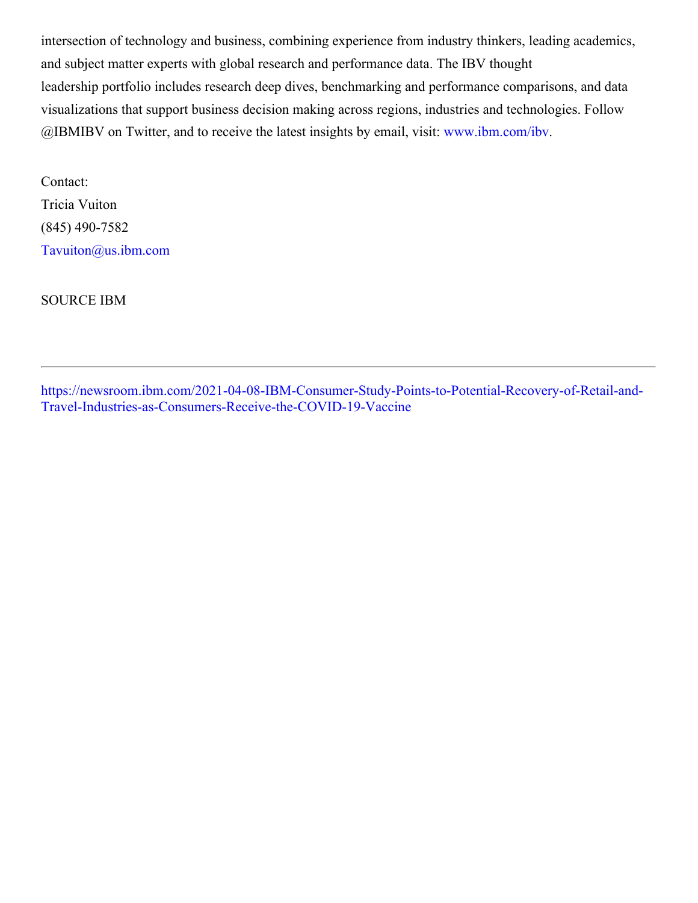intersection of technology and business, combining experience from industry thinkers, leading academics, and subject matter experts with global research and performance data. The IBV thought leadership portfolio includes research deep dives, benchmarking and performance comparisons, and data visualizations that support business decision making across regions, industries and technologies. Follow @IBMIBV on Twitter, and to receive the latest insights by email, visit: www.ibm.com/ibv.

Contact:
Tricia Vuiton
(845) 490-7582
Tavuiton@us.ibm.com

SOURCE IBM

---

https://newsroom.ibm.com/2021-04-08-IBM-Consumer-Study-Points-to-Potential-Recovery-of-Retail-and-Travel-Industries-as-Consumers-Receive-the-COVID-19-Vaccine